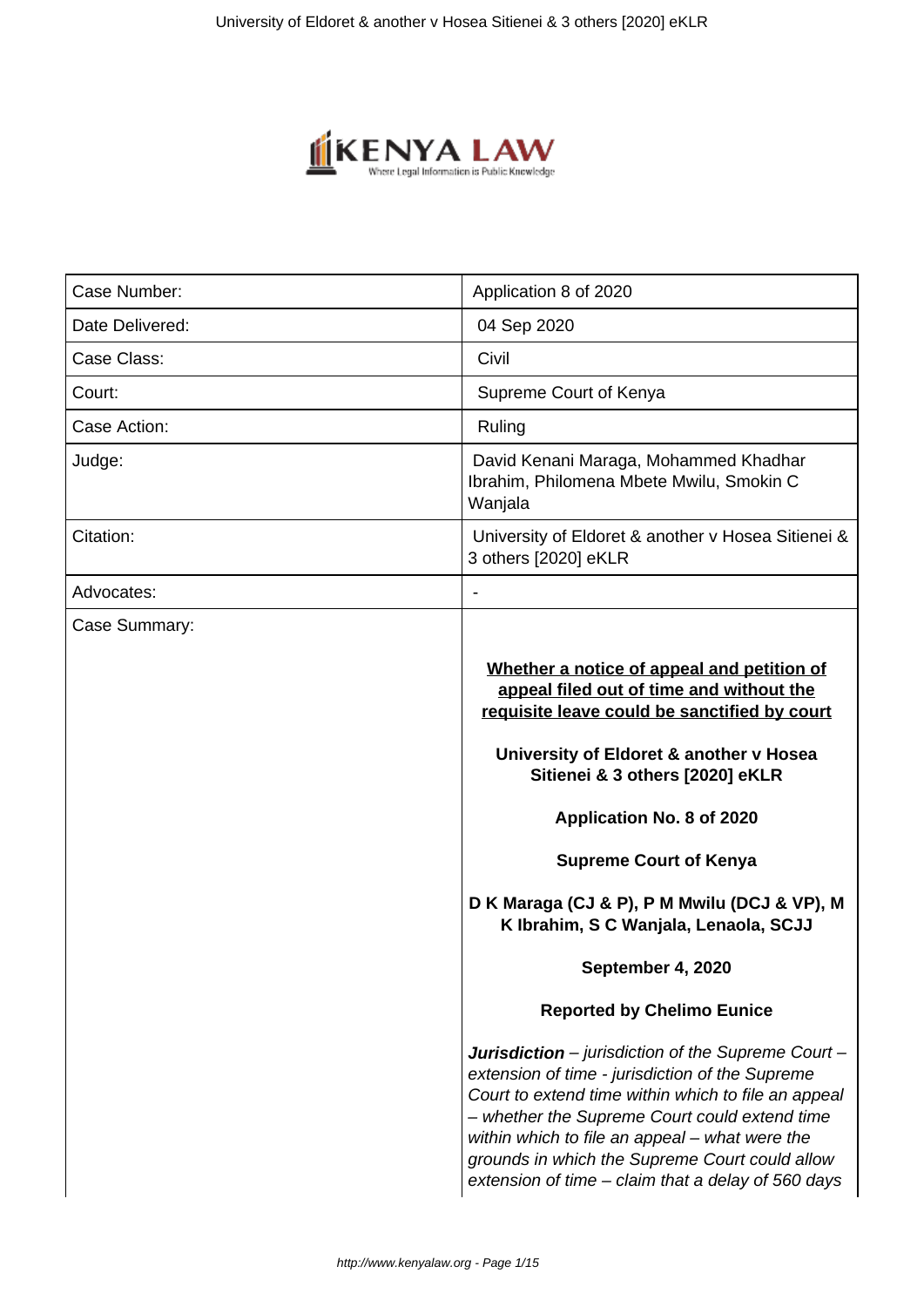| Case Number: | Application 8 of 2020 |
| --- | --- |
| Date Delivered: | 04 Sep 2020 |
| Case Class: | Civil |
| Court: | Supreme Court of Kenya |
| Case Action: | Ruling |
| Judge: | David Kenani Maraga, Mohammed Khadhar Ibrahim, Philomena Mbete Mwilu, Smokin C Wanjala |
| Citation: | University of Eldoret & another v Hosea Sitienei & 3 others [2020] eKLR |
| Advocates: | - |
| Case Summary: | **Whether a notice of appeal and petition of appeal filed out of time and without the requisite leave could be sanctified by court**<br><br>**University of Eldoret & another v Hosea Sitienei & 3 others [2020] eKLR**<br><br>**Application No. 8 of 2020**<br><br>**Supreme Court of Kenya**<br><br>**D K Maraga (CJ & P), P M Mwilu (DCJ & VP), M K Ibrahim, S C Wanjala, Lenaola, SCJJ**<br><br>**September 4, 2020**<br><br>**Reported by Chelimo Eunice**<br><br>***Jurisdiction*** *– jurisdiction of the Supreme Court – extension of time - jurisdiction of the Supreme Court to extend time within which to file an appeal – whether the Supreme Court could extend time within which to file an appeal – what were the grounds in which the Supreme Court could allow extension of time – claim that a delay of 560 days* |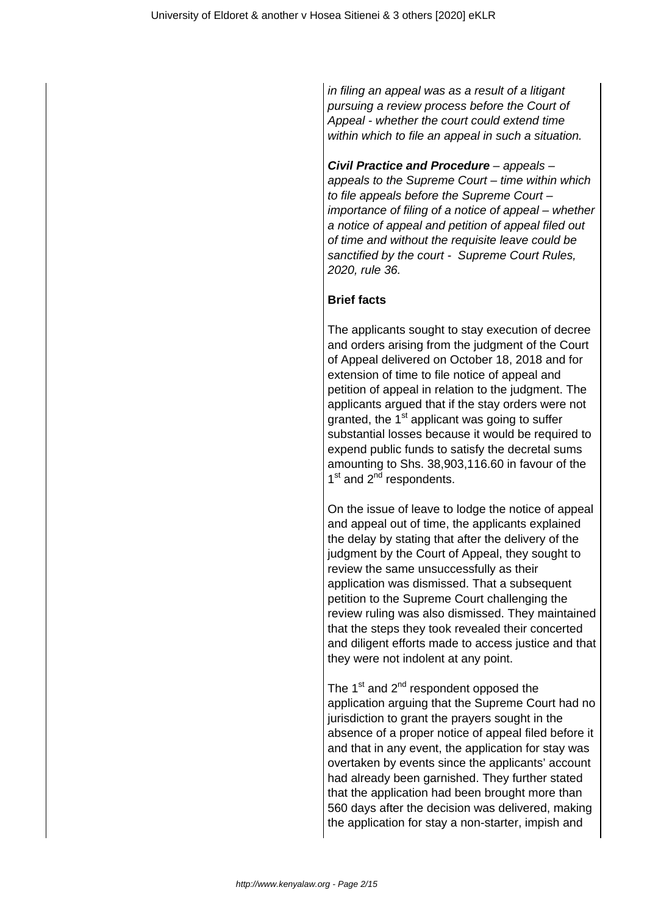*in filing an appeal was as a result of a litigant pursuing a review process before the Court of Appeal - whether the court could extend time within which to file an appeal in such a situation.*

***Civil Practice and Procedure*** *– appeals – appeals to the Supreme Court – time within which to file appeals before the Supreme Court – importance of filing of a notice of appeal – whether a notice of appeal and petition of appeal filed out of time and without the requisite leave could be sanctified by the court - Supreme Court Rules, 2020, rule 36.*

**Brief facts**

The applicants sought to stay execution of decree and orders arising from the judgment of the Court of Appeal delivered on October 18, 2018 and for extension of time to file notice of appeal and petition of appeal in relation to the judgment. The applicants argued that if the stay orders were not granted, the 1st applicant was going to suffer substantial losses because it would be required to expend public funds to satisfy the decretal sums amounting to Shs. 38,903,116.60 in favour of the 1st and 2nd respondents.

On the issue of leave to lodge the notice of appeal and appeal out of time, the applicants explained the delay by stating that after the delivery of the judgment by the Court of Appeal, they sought to review the same unsuccessfully as their application was dismissed. That a subsequent petition to the Supreme Court challenging the review ruling was also dismissed. They maintained that the steps they took revealed their concerted and diligent efforts made to access justice and that they were not indolent at any point.

The 1st and 2nd respondent opposed the application arguing that the Supreme Court had no jurisdiction to grant the prayers sought in the absence of a proper notice of appeal filed before it and that in any event, the application for stay was overtaken by events since the applicants' account had already been garnished. They further stated that the application had been brought more than 560 days after the decision was delivered, making the application for stay a non-starter, impish and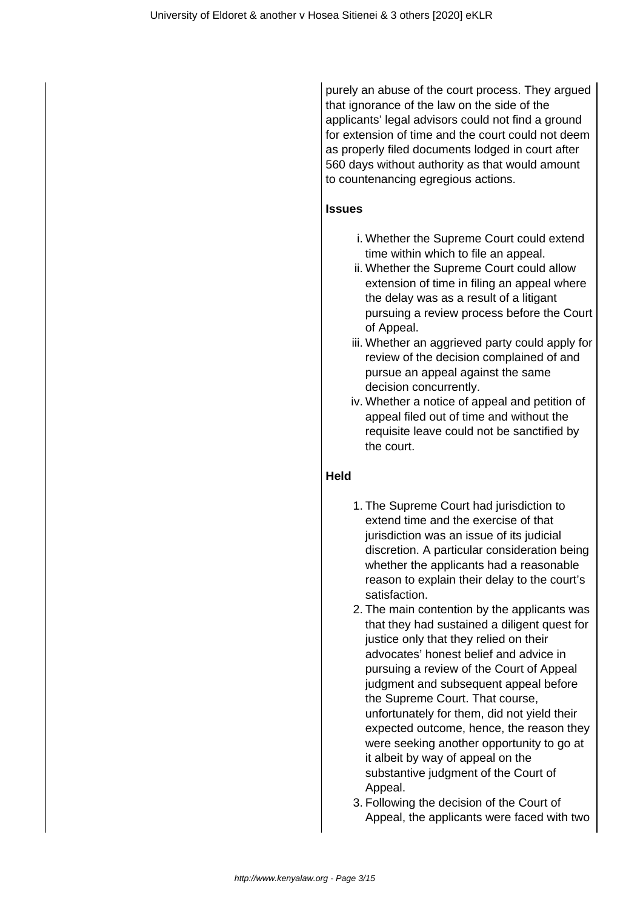purely an abuse of the court process. They argued that ignorance of the law on the side of the applicants' legal advisors could not find a ground for extension of time and the court could not deem as properly filed documents lodged in court after 560 days without authority as that would amount to countenancing egregious actions.

**Issues**

i. Whether the Supreme Court could extend time within which to file an appeal.
ii. Whether the Supreme Court could allow extension of time in filing an appeal where the delay was as a result of a litigant pursuing a review process before the Court of Appeal.
iii. Whether an aggrieved party could apply for review of the decision complained of and pursue an appeal against the same decision concurrently.
iv. Whether a notice of appeal and petition of appeal filed out of time and without the requisite leave could not be sanctified by the court.

**Held**

1. The Supreme Court had jurisdiction to extend time and the exercise of that jurisdiction was an issue of its judicial discretion. A particular consideration being whether the applicants had a reasonable reason to explain their delay to the court's satisfaction.
2. The main contention by the applicants was that they had sustained a diligent quest for justice only that they relied on their advocates' honest belief and advice in pursuing a review of the Court of Appeal judgment and subsequent appeal before the Supreme Court. That course, unfortunately for them, did not yield their expected outcome, hence, the reason they were seeking another opportunity to go at it albeit by way of appeal on the substantive judgment of the Court of Appeal.
3. Following the decision of the Court of Appeal, the applicants were faced with two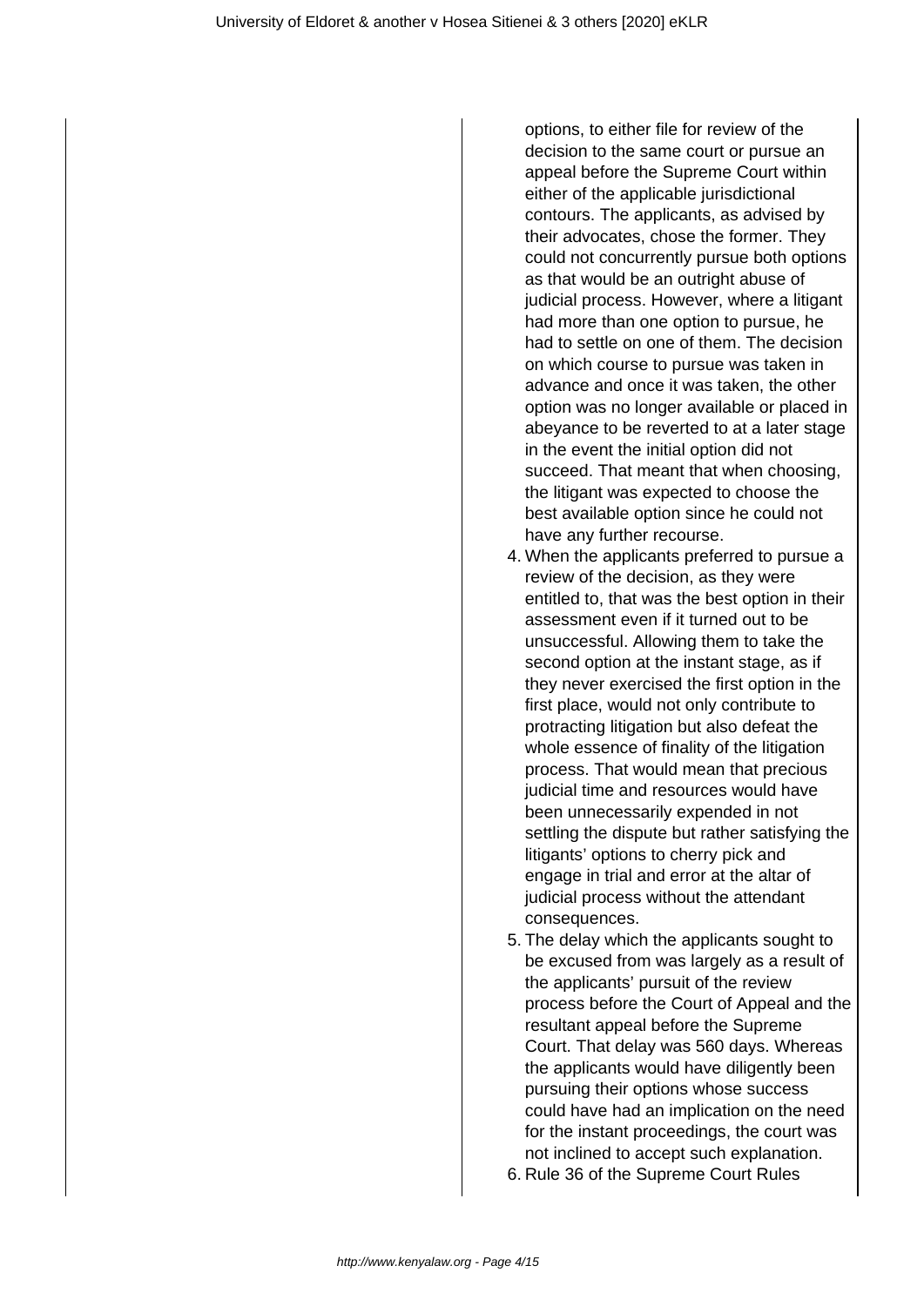options, to either file for review of the decision to the same court or pursue an appeal before the Supreme Court within either of the applicable jurisdictional contours. The applicants, as advised by their advocates, chose the former. They could not concurrently pursue both options as that would be an outright abuse of judicial process. However, where a litigant had more than one option to pursue, he had to settle on one of them. The decision on which course to pursue was taken in advance and once it was taken, the other option was no longer available or placed in abeyance to be reverted to at a later stage in the event the initial option did not succeed. That meant that when choosing, the litigant was expected to choose the best available option since he could not have any further recourse.

4. When the applicants preferred to pursue a review of the decision, as they were entitled to, that was the best option in their assessment even if it turned out to be unsuccessful. Allowing them to take the second option at the instant stage, as if they never exercised the first option in the first place, would not only contribute to protracting litigation but also defeat the whole essence of finality of the litigation process. That would mean that precious judicial time and resources would have been unnecessarily expended in not settling the dispute but rather satisfying the litigants' options to cherry pick and engage in trial and error at the altar of judicial process without the attendant consequences.
5. The delay which the applicants sought to be excused from was largely as a result of the applicants' pursuit of the review process before the Court of Appeal and the resultant appeal before the Supreme Court. That delay was 560 days. Whereas the applicants would have diligently been pursuing their options whose success could have had an implication on the need for the instant proceedings, the court was not inclined to accept such explanation.
6. Rule 36 of the Supreme Court Rules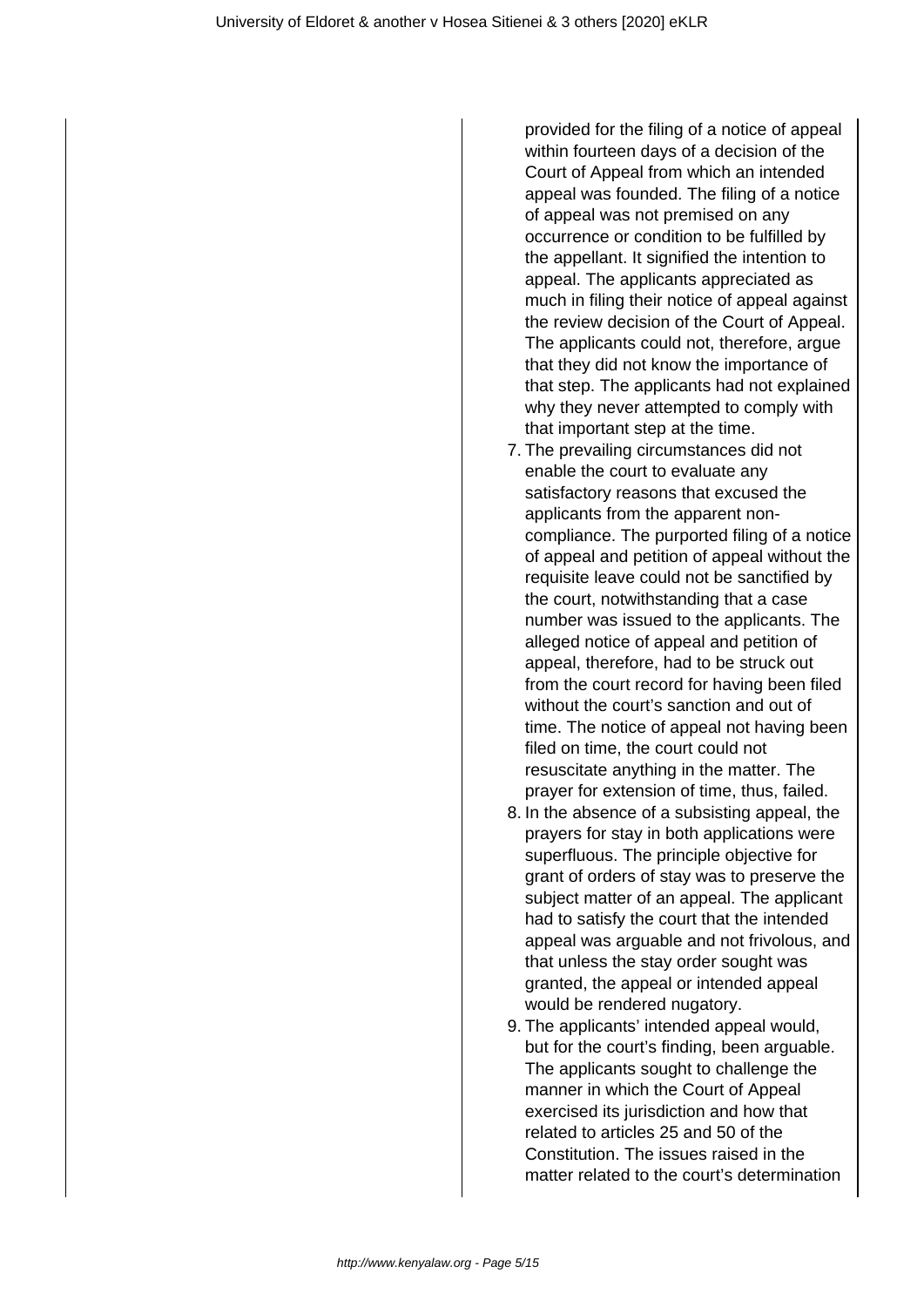provided for the filing of a notice of appeal within fourteen days of a decision of the Court of Appeal from which an intended appeal was founded. The filing of a notice of appeal was not premised on any occurrence or condition to be fulfilled by the appellant. It signified the intention to appeal. The applicants appreciated as much in filing their notice of appeal against the review decision of the Court of Appeal. The applicants could not, therefore, argue that they did not know the importance of that step. The applicants had not explained why they never attempted to comply with that important step at the time.

7. The prevailing circumstances did not enable the court to evaluate any satisfactory reasons that excused the applicants from the apparent non-compliance. The purported filing of a notice of appeal and petition of appeal without the requisite leave could not be sanctified by the court, notwithstanding that a case number was issued to the applicants. The alleged notice of appeal and petition of appeal, therefore, had to be struck out from the court record for having been filed without the court's sanction and out of time. The notice of appeal not having been filed on time, the court could not resuscitate anything in the matter. The prayer for extension of time, thus, failed.
8. In the absence of a subsisting appeal, the prayers for stay in both applications were superfluous. The principle objective for grant of orders of stay was to preserve the subject matter of an appeal. The applicant had to satisfy the court that the intended appeal was arguable and not frivolous, and that unless the stay order sought was granted, the appeal or intended appeal would be rendered nugatory.
9. The applicants' intended appeal would, but for the court's finding, been arguable. The applicants sought to challenge the manner in which the Court of Appeal exercised its jurisdiction and how that related to articles 25 and 50 of the Constitution. The issues raised in the matter related to the court's determination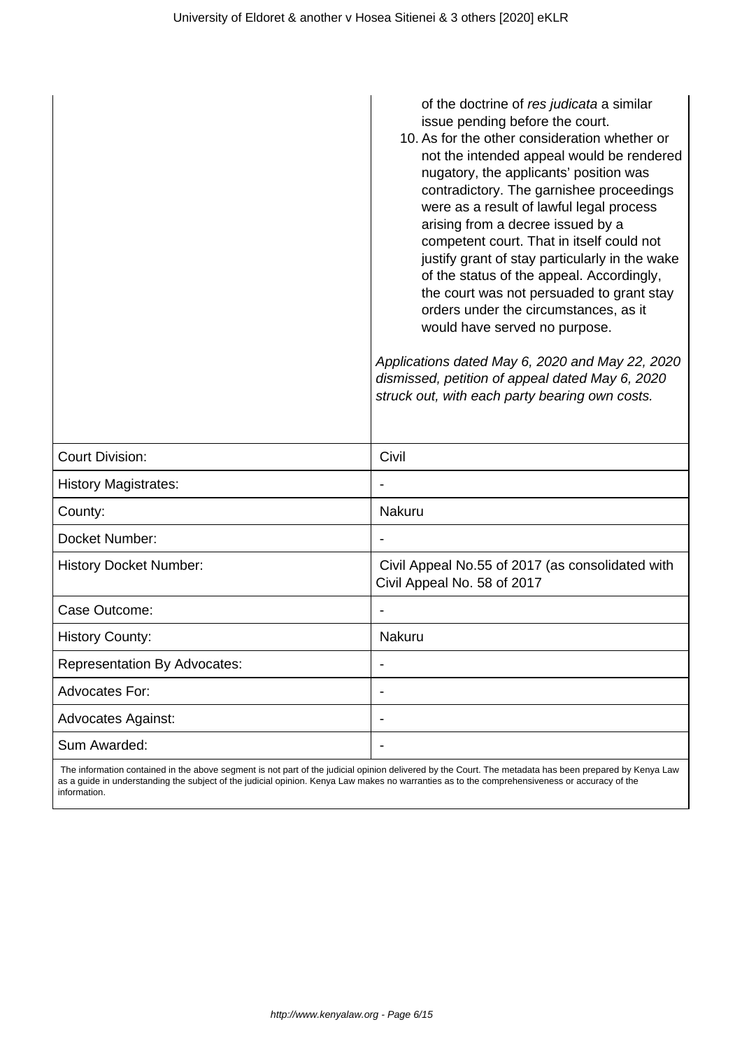| | of the doctrine of *res judicata* a similar issue pending before the court.<br>10. As for the other consideration whether or not the intended appeal would be rendered nugatory, the applicants' position was contradictory. The garnishee proceedings were as a result of lawful legal process arising from a decree issued by a competent court. That in itself could not justify grant of stay particularly in the wake of the status of the appeal. Accordingly, the court was not persuaded to grant stay orders under the circumstances, as it would have served no purpose.<br><br>*Applications dated May 6, 2020 and May 22, 2020 dismissed, petition of appeal dated May 6, 2020 struck out, with each party bearing own costs.* |
|---|---|
| Court Division: | Civil |
| History Magistrates: | - |
| County: | Nakuru |
| Docket Number: | - |
| History Docket Number: | Civil Appeal No.55 of 2017 (as consolidated with Civil Appeal No. 58 of 2017 |
| Case Outcome: | - |
| History County: | Nakuru |
| Representation By Advocates: | - |
| Advocates For: | - |
| Advocates Against: | - |
| Sum Awarded: | - |

The information contained in the above segment is not part of the judicial opinion delivered by the Court. The metadata has been prepared by Kenya Law as a guide in understanding the subject of the judicial opinion. Kenya Law makes no warranties as to the comprehensiveness or accuracy of the information.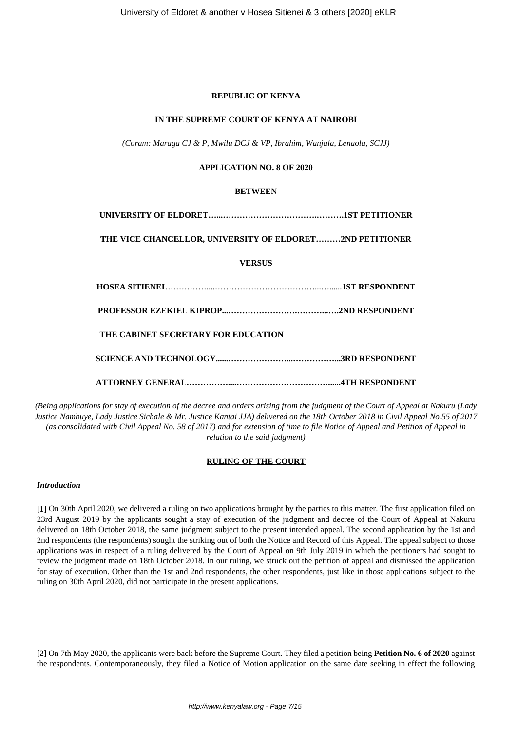**REPUBLIC OF KENYA**

**IN THE SUPREME COURT OF KENYA AT NAIROBI**

*(Coram: Maraga CJ & P, Mwilu DCJ & VP, Ibrahim, Wanjala, Lenaola, SCJJ)*

**APPLICATION NO. 8 OF 2020**

**BETWEEN**

**UNIVERSITY OF ELDORET…....……………………………….……….1ST PETITIONER**

**THE VICE CHANCELLOR, UNIVERSITY OF ELDORET………2ND PETITIONER**

**VERSUS**

**HOSEA SITIENEI……………....……………………………….....…......1ST RESPONDENT**

**PROFESSOR EZEKIEL KIPROP...………………………….……....….2ND RESPONDENT**

**THE CABINET SECRETARY FOR EDUCATION**

**SCIENCE AND TECHNOLOGY......…………………...……………...3RD RESPONDENT**

**ATTORNEY GENERAL……………....……………………………......4TH RESPONDENT**

*(Being applications for stay of execution of the decree and orders arising from the judgment of the Court of Appeal at Nakuru (Lady Justice Nambuye, Lady Justice Sichale & Mr. Justice Kantai JJA) delivered on the 18th October 2018 in Civil Appeal No.55 of 2017 (as consolidated with Civil Appeal No. 58 of 2017) and for extension of time to file Notice of Appeal and Petition of Appeal in relation to the said judgment)*

**RULING OF THE COURT**

***Introduction***

**[1]** On 30th April 2020, we delivered a ruling on two applications brought by the parties to this matter. The first application filed on 23rd August 2019 by the applicants sought a stay of execution of the judgment and decree of the Court of Appeal at Nakuru delivered on 18th October 2018, the same judgment subject to the present intended appeal. The second application by the 1st and 2nd respondents (the respondents) sought the striking out of both the Notice and Record of this Appeal. The appeal subject to those applications was in respect of a ruling delivered by the Court of Appeal on 9th July 2019 in which the petitioners had sought to review the judgment made on 18th October 2018. In our ruling, we struck out the petition of appeal and dismissed the application for stay of execution. Other than the 1st and 2nd respondents, the other respondents, just like in those applications subject to the ruling on 30th April 2020, did not participate in the present applications.

**[2]** On 7th May 2020, the applicants were back before the Supreme Court. They filed a petition being **Petition No. 6 of 2020** against the respondents. Contemporaneously, they filed a Notice of Motion application on the same date seeking in effect the following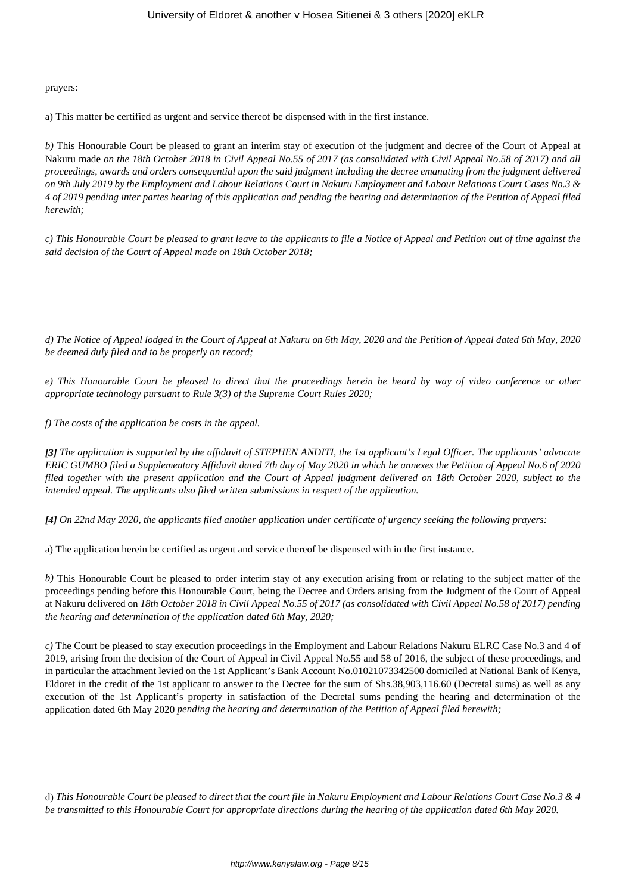prayers:

a) This matter be certified as urgent and service thereof be dispensed with in the first instance.

*b)* This Honourable Court be pleased to grant an interim stay of execution of the judgment and decree of the Court of Appeal at Nakuru made *on the 18th October 2018 in Civil Appeal No.55 of 2017 (as consolidated with Civil Appeal No.58 of 2017) and all proceedings, awards and orders consequential upon the said judgment including the decree emanating from the judgment delivered on 9th July 2019 by the Employment and Labour Relations Court in Nakuru Employment and Labour Relations Court Cases No.3 & 4 of 2019 pending inter partes hearing of this application and pending the hearing and determination of the Petition of Appeal filed herewith;*

*c) This Honourable Court be pleased to grant leave to the applicants to file a Notice of Appeal and Petition out of time against the said decision of the Court of Appeal made on 18th October 2018;*

*d) The Notice of Appeal lodged in the Court of Appeal at Nakuru on 6th May, 2020 and the Petition of Appeal dated 6th May, 2020 be deemed duly filed and to be properly on record;*

*e) This Honourable Court be pleased to direct that the proceedings herein be heard by way of video conference or other appropriate technology pursuant to Rule 3(3) of the Supreme Court Rules 2020;*

*f) The costs of the application be costs in the appeal.*

***[3]*** *The application is supported by the affidavit of STEPHEN ANDITI, the 1st applicant's Legal Officer. The applicants' advocate ERIC GUMBO filed a Supplementary Affidavit dated 7th day of May 2020 in which he annexes the Petition of Appeal No.6 of 2020 filed together with the present application and the Court of Appeal judgment delivered on 18th October 2020, subject to the intended appeal. The applicants also filed written submissions in respect of the application.*

***[4]*** *On 22nd May 2020, the applicants filed another application under certificate of urgency seeking the following prayers:*

a) The application herein be certified as urgent and service thereof be dispensed with in the first instance.

*b)* This Honourable Court be pleased to order interim stay of any execution arising from or relating to the subject matter of the proceedings pending before this Honourable Court, being the Decree and Orders arising from the Judgment of the Court of Appeal at Nakuru delivered on *18th October 2018 in Civil Appeal No.55 of 2017 (as consolidated with Civil Appeal No.58 of 2017) pending the hearing and determination of the application dated 6th May, 2020;*

*c)* The Court be pleased to stay execution proceedings in the Employment and Labour Relations Nakuru ELRC Case No.3 and 4 of 2019, arising from the decision of the Court of Appeal in Civil Appeal No.55 and 58 of 2016, the subject of these proceedings, and in particular the attachment levied on the 1st Applicant's Bank Account No.01021073342500 domiciled at National Bank of Kenya, Eldoret in the credit of the 1st applicant to answer to the Decree for the sum of Shs.38,903,116.60 (Decretal sums) as well as any execution of the 1st Applicant's property in satisfaction of the Decretal sums pending the hearing and determination of the application dated 6th May 2020 *pending the hearing and determination of the Petition of Appeal filed herewith;*

d) *This Honourable Court be pleased to direct that the court file in Nakuru Employment and Labour Relations Court Case No.3 & 4 be transmitted to this Honourable Court for appropriate directions during the hearing of the application dated 6th May 2020.*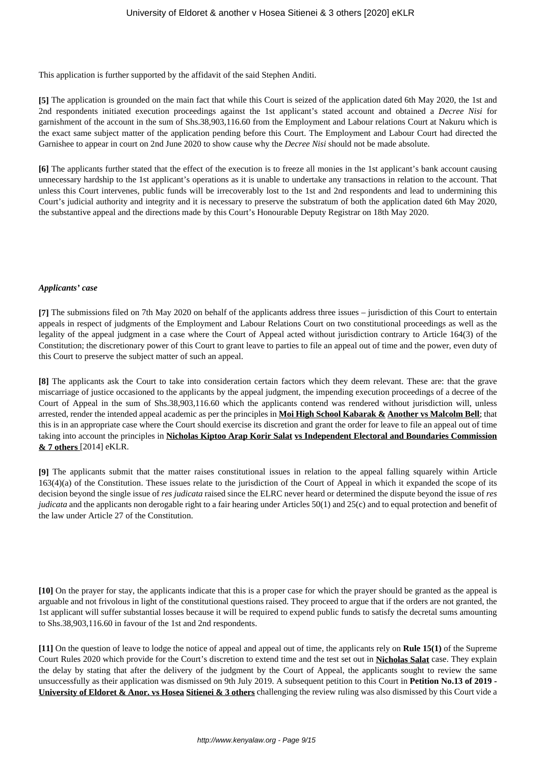This application is further supported by the affidavit of the said Stephen Anditi.

**[5]** The application is grounded on the main fact that while this Court is seized of the application dated 6th May 2020, the 1st and 2nd respondents initiated execution proceedings against the 1st applicant's stated account and obtained a *Decree Nisi* for garnishment of the account in the sum of Shs.38,903,116.60 from the Employment and Labour relations Court at Nakuru which is the exact same subject matter of the application pending before this Court. The Employment and Labour Court had directed the Garnishee to appear in court on 2nd June 2020 to show cause why the *Decree Nisi* should not be made absolute.

**[6]** The applicants further stated that the effect of the execution is to freeze all monies in the 1st applicant's bank account causing unnecessary hardship to the 1st applicant's operations as it is unable to undertake any transactions in relation to the account. That unless this Court intervenes, public funds will be irrecoverably lost to the 1st and 2nd respondents and lead to undermining this Court's judicial authority and integrity and it is necessary to preserve the substratum of both the application dated 6th May 2020, the substantive appeal and the directions made by this Court's Honourable Deputy Registrar on 18th May 2020.

***Applicants' case***

**[7]** The submissions filed on 7th May 2020 on behalf of the applicants address three issues – jurisdiction of this Court to entertain appeals in respect of judgments of the Employment and Labour Relations Court on two constitutional proceedings as well as the legality of the appeal judgment in a case where the Court of Appeal acted without jurisdiction contrary to Article 164(3) of the Constitution; the discretionary power of this Court to grant leave to parties to file an appeal out of time and the power, even duty of this Court to preserve the subject matter of such an appeal.

**[8]** The applicants ask the Court to take into consideration certain factors which they deem relevant. These are: that the grave miscarriage of justice occasioned to the applicants by the appeal judgment, the impending execution proceedings of a decree of the Court of Appeal in the sum of Shs.38,903,116.60 which the applicants contend was rendered without jurisdiction will, unless arrested, render the intended appeal academic as per the principles in **Moi High School Kabarak & Another vs Malcolm Bell**; that this is in an appropriate case where the Court should exercise its discretion and grant the order for leave to file an appeal out of time taking into account the principles in **Nicholas Kiptoo Arap Korir Salat vs Independent Electoral and Boundaries Commission & 7 others** [2014] eKLR.

**[9]** The applicants submit that the matter raises constitutional issues in relation to the appeal falling squarely within Article 163(4)(a) of the Constitution. These issues relate to the jurisdiction of the Court of Appeal in which it expanded the scope of its decision beyond the single issue of *res judicata* raised since the ELRC never heard or determined the dispute beyond the issue of *res judicata* and the applicants non derogable right to a fair hearing under Articles 50(1) and 25(c) and to equal protection and benefit of the law under Article 27 of the Constitution.

**[10]** On the prayer for stay, the applicants indicate that this is a proper case for which the prayer should be granted as the appeal is arguable and not frivolous in light of the constitutional questions raised. They proceed to argue that if the orders are not granted, the 1st applicant will suffer substantial losses because it will be required to expend public funds to satisfy the decretal sums amounting to Shs.38,903,116.60 in favour of the 1st and 2nd respondents.

**[11]** On the question of leave to lodge the notice of appeal and appeal out of time, the applicants rely on **Rule 15(1)** of the Supreme Court Rules 2020 which provide for the Court's discretion to extend time and the test set out in **Nicholas Salat** case. They explain the delay by stating that after the delivery of the judgment by the Court of Appeal, the applicants sought to review the same unsuccessfully as their application was dismissed on 9th July 2019. A subsequent petition to this Court in **Petition No.13 of 2019 - University of Eldoret & Anor. vs Hosea Sitienei & 3 others** challenging the review ruling was also dismissed by this Court vide a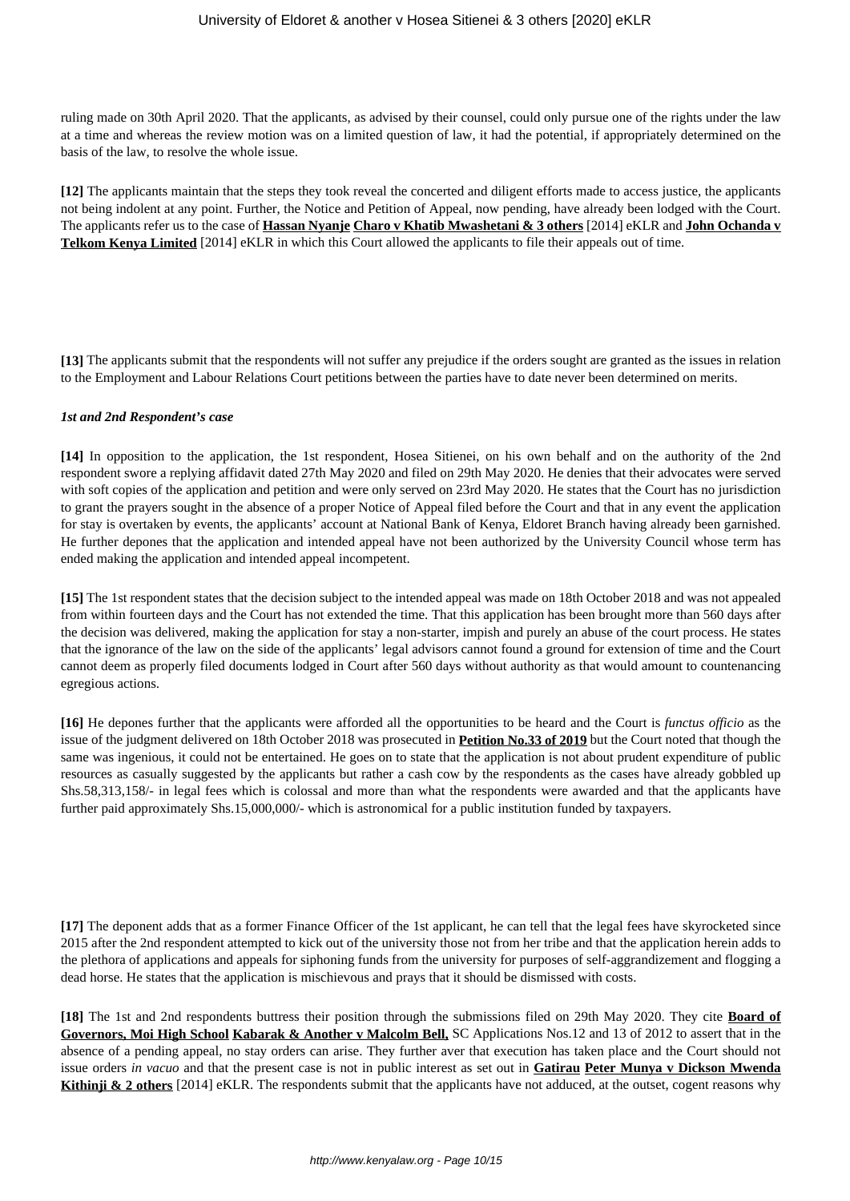ruling made on 30th April 2020. That the applicants, as advised by their counsel, could only pursue one of the rights under the law at a time and whereas the review motion was on a limited question of law, it had the potential, if appropriately determined on the basis of the law, to resolve the whole issue.

**[12]** The applicants maintain that the steps they took reveal the concerted and diligent efforts made to access justice, the applicants not being indolent at any point. Further, the Notice and Petition of Appeal, now pending, have already been lodged with the Court. The applicants refer us to the case of **Hassan Nyanje Charo v Khatib Mwashetani & 3 others** [2014] eKLR and **John Ochanda v Telkom Kenya Limited** [2014] eKLR in which this Court allowed the applicants to file their appeals out of time.

**[13]** The applicants submit that the respondents will not suffer any prejudice if the orders sought are granted as the issues in relation to the Employment and Labour Relations Court petitions between the parties have to date never been determined on merits.

***1st and 2nd Respondent's case***

**[14]** In opposition to the application, the 1st respondent, Hosea Sitienei, on his own behalf and on the authority of the 2nd respondent swore a replying affidavit dated 27th May 2020 and filed on 29th May 2020. He denies that their advocates were served with soft copies of the application and petition and were only served on 23rd May 2020. He states that the Court has no jurisdiction to grant the prayers sought in the absence of a proper Notice of Appeal filed before the Court and that in any event the application for stay is overtaken by events, the applicants' account at National Bank of Kenya, Eldoret Branch having already been garnished. He further depones that the application and intended appeal have not been authorized by the University Council whose term has ended making the application and intended appeal incompetent.

**[15]** The 1st respondent states that the decision subject to the intended appeal was made on 18th October 2018 and was not appealed from within fourteen days and the Court has not extended the time. That this application has been brought more than 560 days after the decision was delivered, making the application for stay a non-starter, impish and purely an abuse of the court process. He states that the ignorance of the law on the side of the applicants' legal advisors cannot found a ground for extension of time and the Court cannot deem as properly filed documents lodged in Court after 560 days without authority as that would amount to countenancing egregious actions.

**[16]** He depones further that the applicants were afforded all the opportunities to be heard and the Court is *functus officio* as the issue of the judgment delivered on 18th October 2018 was prosecuted in **Petition No.33 of 2019** but the Court noted that though the same was ingenious, it could not be entertained. He goes on to state that the application is not about prudent expenditure of public resources as casually suggested by the applicants but rather a cash cow by the respondents as the cases have already gobbled up Shs.58,313,158/- in legal fees which is colossal and more than what the respondents were awarded and that the applicants have further paid approximately Shs.15,000,000/- which is astronomical for a public institution funded by taxpayers.

**[17]** The deponent adds that as a former Finance Officer of the 1st applicant, he can tell that the legal fees have skyrocketed since 2015 after the 2nd respondent attempted to kick out of the university those not from her tribe and that the application herein adds to the plethora of applications and appeals for siphoning funds from the university for purposes of self-aggrandizement and flogging a dead horse. He states that the application is mischievous and prays that it should be dismissed with costs.

**[18]** The 1st and 2nd respondents buttress their position through the submissions filed on 29th May 2020. They cite **Board of Governors, Moi High School Kabarak & Another v Malcolm Bell,** SC Applications Nos.12 and 13 of 2012 to assert that in the absence of a pending appeal, no stay orders can arise. They further aver that execution has taken place and the Court should not issue orders *in vacuo* and that the present case is not in public interest as set out in **Gatirau Peter Munya v Dickson Mwenda Kithinji & 2 others** [2014] eKLR. The respondents submit that the applicants have not adduced, at the outset, cogent reasons why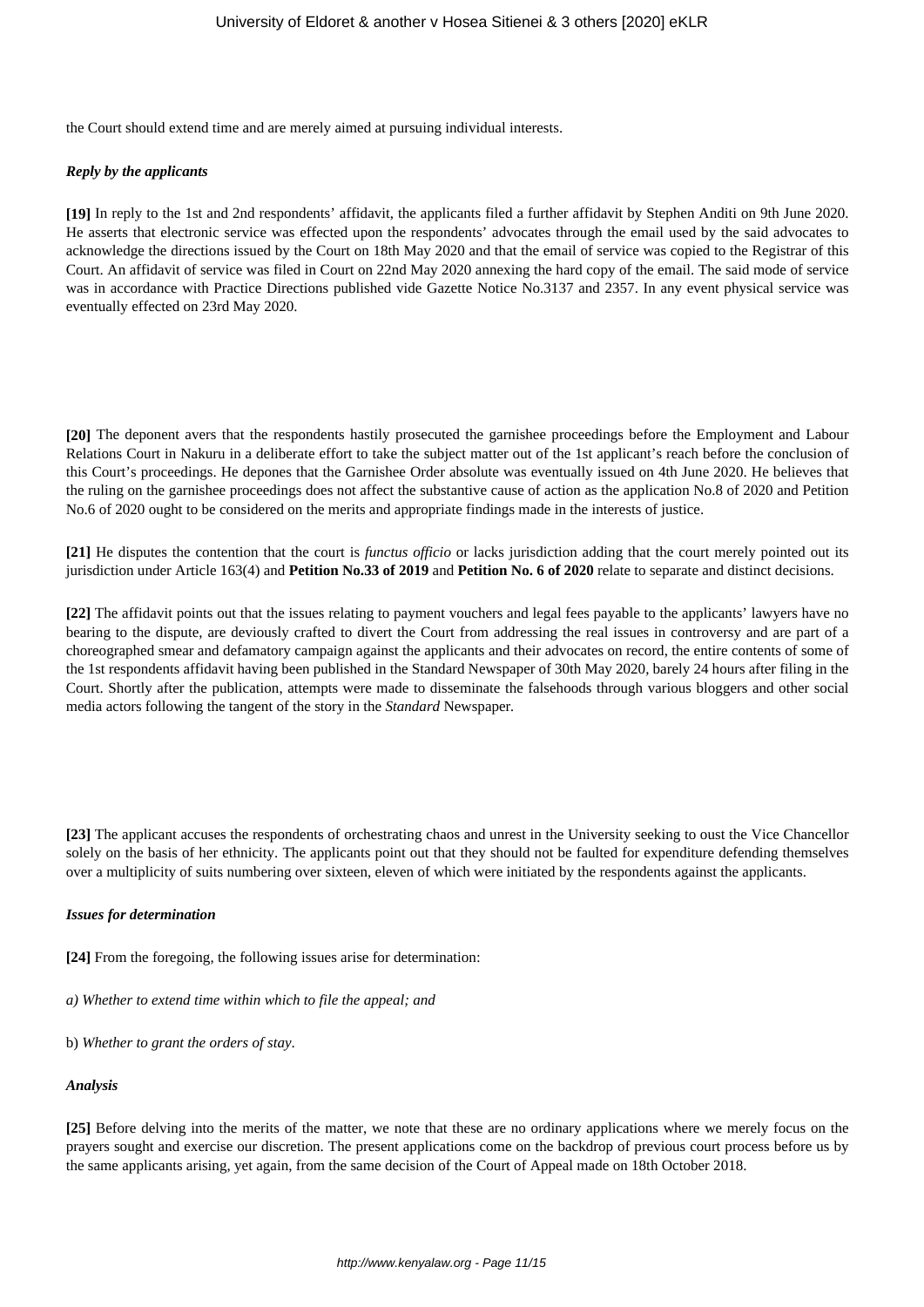the Court should extend time and are merely aimed at pursuing individual interests.

***Reply by the applicants***

**[19]** In reply to the 1st and 2nd respondents' affidavit, the applicants filed a further affidavit by Stephen Anditi on 9th June 2020. He asserts that electronic service was effected upon the respondents' advocates through the email used by the said advocates to acknowledge the directions issued by the Court on 18th May 2020 and that the email of service was copied to the Registrar of this Court. An affidavit of service was filed in Court on 22nd May 2020 annexing the hard copy of the email. The said mode of service was in accordance with Practice Directions published vide Gazette Notice No.3137 and 2357. In any event physical service was eventually effected on 23rd May 2020.

**[20]** The deponent avers that the respondents hastily prosecuted the garnishee proceedings before the Employment and Labour Relations Court in Nakuru in a deliberate effort to take the subject matter out of the 1st applicant's reach before the conclusion of this Court's proceedings. He depones that the Garnishee Order absolute was eventually issued on 4th June 2020. He believes that the ruling on the garnishee proceedings does not affect the substantive cause of action as the application No.8 of 2020 and Petition No.6 of 2020 ought to be considered on the merits and appropriate findings made in the interests of justice.

**[21]** He disputes the contention that the court is *functus officio* or lacks jurisdiction adding that the court merely pointed out its jurisdiction under Article 163(4) and **Petition No.33 of 2019** and **Petition No. 6 of 2020** relate to separate and distinct decisions.

**[22]** The affidavit points out that the issues relating to payment vouchers and legal fees payable to the applicants' lawyers have no bearing to the dispute, are deviously crafted to divert the Court from addressing the real issues in controversy and are part of a choreographed smear and defamatory campaign against the applicants and their advocates on record, the entire contents of some of the 1st respondents affidavit having been published in the Standard Newspaper of 30th May 2020, barely 24 hours after filing in the Court. Shortly after the publication, attempts were made to disseminate the falsehoods through various bloggers and other social media actors following the tangent of the story in the *Standard* Newspaper.

**[23]** The applicant accuses the respondents of orchestrating chaos and unrest in the University seeking to oust the Vice Chancellor solely on the basis of her ethnicity. The applicants point out that they should not be faulted for expenditure defending themselves over a multiplicity of suits numbering over sixteen, eleven of which were initiated by the respondents against the applicants.

***Issues for determination***

**[24]** From the foregoing, the following issues arise for determination:

*a) Whether to extend time within which to file the appeal; and*

b) *Whether to grant the orders of stay*.

***Analysis***

**[25]** Before delving into the merits of the matter, we note that these are no ordinary applications where we merely focus on the prayers sought and exercise our discretion. The present applications come on the backdrop of previous court process before us by the same applicants arising, yet again, from the same decision of the Court of Appeal made on 18th October 2018.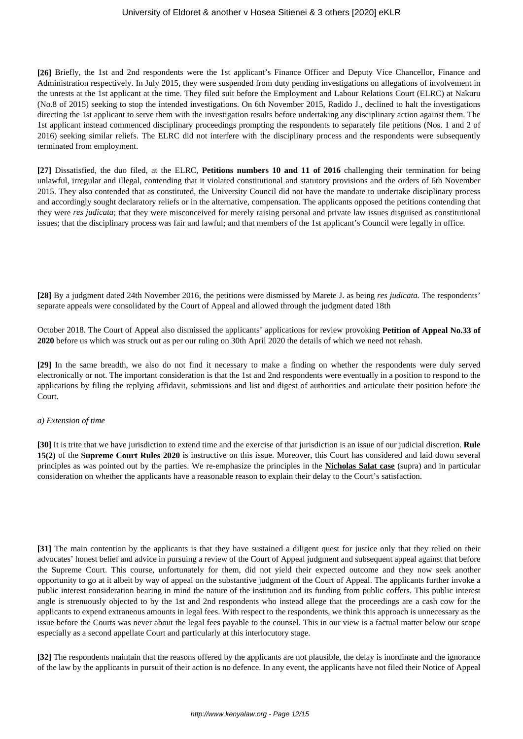**[26]** Briefly, the 1st and 2nd respondents were the 1st applicant's Finance Officer and Deputy Vice Chancellor, Finance and Administration respectively. In July 2015, they were suspended from duty pending investigations on allegations of involvement in the unrests at the 1st applicant at the time. They filed suit before the Employment and Labour Relations Court (ELRC) at Nakuru (No.8 of 2015) seeking to stop the intended investigations. On 6th November 2015, Radido J., declined to halt the investigations directing the 1st applicant to serve them with the investigation results before undertaking any disciplinary action against them. The 1st applicant instead commenced disciplinary proceedings prompting the respondents to separately file petitions (Nos. 1 and 2 of 2016) seeking similar reliefs. The ELRC did not interfere with the disciplinary process and the respondents were subsequently terminated from employment.

**[27]** Dissatisfied, the duo filed, at the ELRC, **Petitions numbers 10 and 11 of 2016** challenging their termination for being unlawful, irregular and illegal, contending that it violated constitutional and statutory provisions and the orders of 6th November 2015. They also contended that as constituted, the University Council did not have the mandate to undertake disciplinary process and accordingly sought declaratory reliefs or in the alternative, compensation. The applicants opposed the petitions contending that they were *res judicata*; that they were misconceived for merely raising personal and private law issues disguised as constitutional issues; that the disciplinary process was fair and lawful; and that members of the 1st applicant's Council were legally in office.

**[28]** By a judgment dated 24th November 2016, the petitions were dismissed by Marete J. as being *res judicata.* The respondents' separate appeals were consolidated by the Court of Appeal and allowed through the judgment dated 18th

October 2018. The Court of Appeal also dismissed the applicants' applications for review provoking **Petition of Appeal No.33 of 2020** before us which was struck out as per our ruling on 30th April 2020 the details of which we need not rehash.

**[29]** In the same breadth, we also do not find it necessary to make a finding on whether the respondents were duly served electronically or not. The important consideration is that the 1st and 2nd respondents were eventually in a position to respond to the applications by filing the replying affidavit, submissions and list and digest of authorities and articulate their position before the Court.

*a) Extension of time*

**[30]** It is trite that we have jurisdiction to extend time and the exercise of that jurisdiction is an issue of our judicial discretion. **Rule 15(2)** of the **Supreme Court Rules 2020** is instructive on this issue. Moreover, this Court has considered and laid down several principles as was pointed out by the parties. We re-emphasize the principles in the **Nicholas Salat case** (supra) and in particular consideration on whether the applicants have a reasonable reason to explain their delay to the Court's satisfaction.

**[31]** The main contention by the applicants is that they have sustained a diligent quest for justice only that they relied on their advocates' honest belief and advice in pursuing a review of the Court of Appeal judgment and subsequent appeal against that before the Supreme Court. This course, unfortunately for them, did not yield their expected outcome and they now seek another opportunity to go at it albeit by way of appeal on the substantive judgment of the Court of Appeal. The applicants further invoke a public interest consideration bearing in mind the nature of the institution and its funding from public coffers. This public interest angle is strenuously objected to by the 1st and 2nd respondents who instead allege that the proceedings are a cash cow for the applicants to expend extraneous amounts in legal fees. With respect to the respondents, we think this approach is unnecessary as the issue before the Courts was never about the legal fees payable to the counsel. This in our view is a factual matter below our scope especially as a second appellate Court and particularly at this interlocutory stage.

**[32]** The respondents maintain that the reasons offered by the applicants are not plausible, the delay is inordinate and the ignorance of the law by the applicants in pursuit of their action is no defence. In any event, the applicants have not filed their Notice of Appeal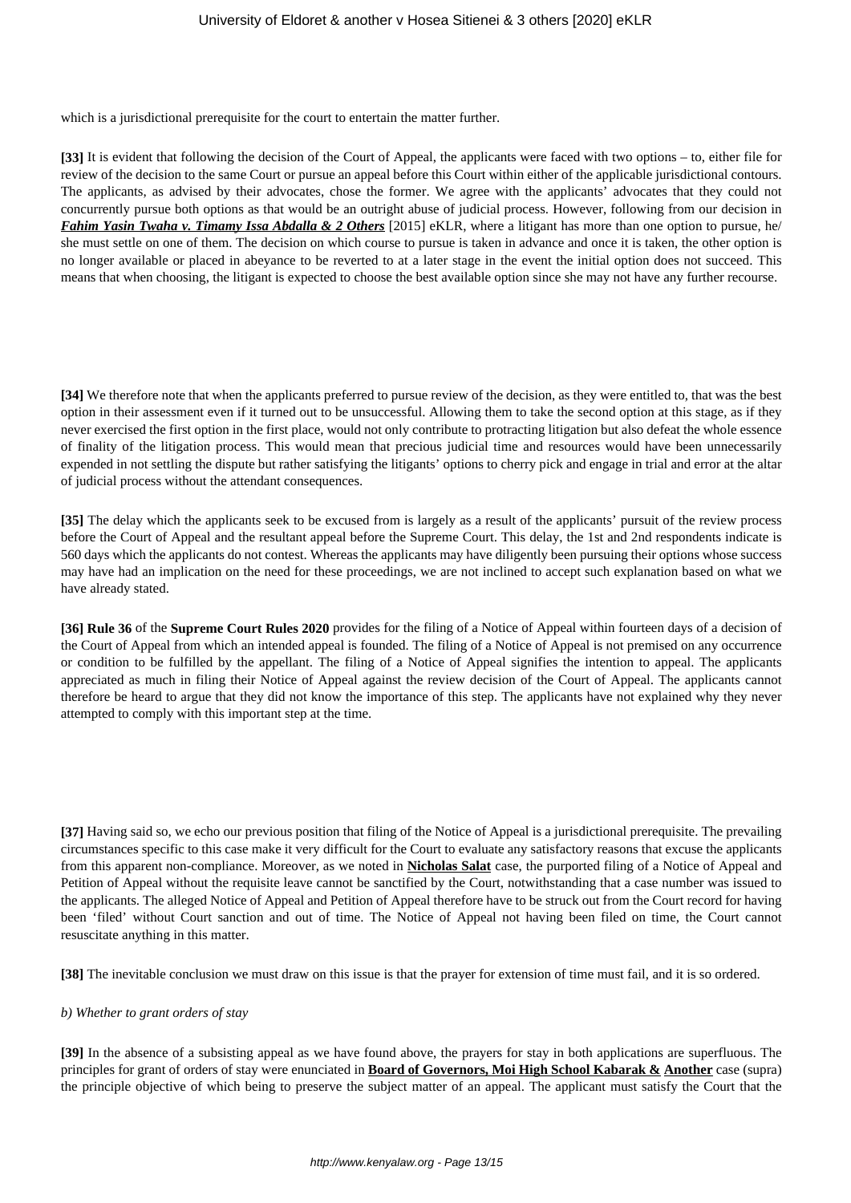which is a jurisdictional prerequisite for the court to entertain the matter further.

**[33]** It is evident that following the decision of the Court of Appeal, the applicants were faced with two options – to, either file for review of the decision to the same Court or pursue an appeal before this Court within either of the applicable jurisdictional contours. The applicants, as advised by their advocates, chose the former. We agree with the applicants' advocates that they could not concurrently pursue both options as that would be an outright abuse of judicial process. However, following from our decision in ***Fahim Yasin Twaha v. Timamy Issa Abdalla & 2 Others*** [2015] eKLR, where a litigant has more than one option to pursue, he/ she must settle on one of them. The decision on which course to pursue is taken in advance and once it is taken, the other option is no longer available or placed in abeyance to be reverted to at a later stage in the event the initial option does not succeed. This means that when choosing, the litigant is expected to choose the best available option since she may not have any further recourse.

**[34]** We therefore note that when the applicants preferred to pursue review of the decision, as they were entitled to, that was the best option in their assessment even if it turned out to be unsuccessful. Allowing them to take the second option at this stage, as if they never exercised the first option in the first place, would not only contribute to protracting litigation but also defeat the whole essence of finality of the litigation process. This would mean that precious judicial time and resources would have been unnecessarily expended in not settling the dispute but rather satisfying the litigants' options to cherry pick and engage in trial and error at the altar of judicial process without the attendant consequences.

**[35]** The delay which the applicants seek to be excused from is largely as a result of the applicants' pursuit of the review process before the Court of Appeal and the resultant appeal before the Supreme Court. This delay, the 1st and 2nd respondents indicate is 560 days which the applicants do not contest. Whereas the applicants may have diligently been pursuing their options whose success may have had an implication on the need for these proceedings, we are not inclined to accept such explanation based on what we have already stated.

**[36] Rule 36** of the **Supreme Court Rules 2020** provides for the filing of a Notice of Appeal within fourteen days of a decision of the Court of Appeal from which an intended appeal is founded. The filing of a Notice of Appeal is not premised on any occurrence or condition to be fulfilled by the appellant. The filing of a Notice of Appeal signifies the intention to appeal. The applicants appreciated as much in filing their Notice of Appeal against the review decision of the Court of Appeal. The applicants cannot therefore be heard to argue that they did not know the importance of this step. The applicants have not explained why they never attempted to comply with this important step at the time.

**[37]** Having said so, we echo our previous position that filing of the Notice of Appeal is a jurisdictional prerequisite. The prevailing circumstances specific to this case make it very difficult for the Court to evaluate any satisfactory reasons that excuse the applicants from this apparent non-compliance. Moreover, as we noted in **Nicholas Salat** case, the purported filing of a Notice of Appeal and Petition of Appeal without the requisite leave cannot be sanctified by the Court, notwithstanding that a case number was issued to the applicants. The alleged Notice of Appeal and Petition of Appeal therefore have to be struck out from the Court record for having been 'filed' without Court sanction and out of time. The Notice of Appeal not having been filed on time, the Court cannot resuscitate anything in this matter.

**[38]** The inevitable conclusion we must draw on this issue is that the prayer for extension of time must fail, and it is so ordered.

*b) Whether to grant orders of stay*

**[39]** In the absence of a subsisting appeal as we have found above, the prayers for stay in both applications are superfluous. The principles for grant of orders of stay were enunciated in **Board of Governors, Moi High School Kabarak & Another** case (supra) the principle objective of which being to preserve the subject matter of an appeal. The applicant must satisfy the Court that the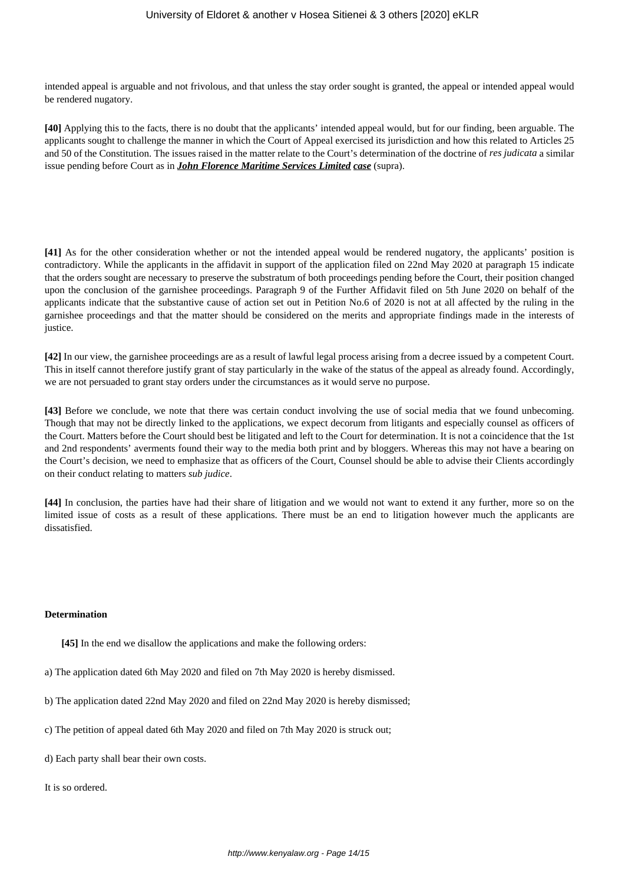intended appeal is arguable and not frivolous, and that unless the stay order sought is granted, the appeal or intended appeal would be rendered nugatory.

**[40]** Applying this to the facts, there is no doubt that the applicants' intended appeal would, but for our finding, been arguable. The applicants sought to challenge the manner in which the Court of Appeal exercised its jurisdiction and how this related to Articles 25 and 50 of the Constitution. The issues raised in the matter relate to the Court's determination of the doctrine of *res judicata* a similar issue pending before Court as in ***John Florence Maritime Services Limited case*** (supra).

**[41]** As for the other consideration whether or not the intended appeal would be rendered nugatory, the applicants' position is contradictory. While the applicants in the affidavit in support of the application filed on 22nd May 2020 at paragraph 15 indicate that the orders sought are necessary to preserve the substratum of both proceedings pending before the Court, their position changed upon the conclusion of the garnishee proceedings. Paragraph 9 of the Further Affidavit filed on 5th June 2020 on behalf of the applicants indicate that the substantive cause of action set out in Petition No.6 of 2020 is not at all affected by the ruling in the garnishee proceedings and that the matter should be considered on the merits and appropriate findings made in the interests of justice.

**[42]** In our view, the garnishee proceedings are as a result of lawful legal process arising from a decree issued by a competent Court. This in itself cannot therefore justify grant of stay particularly in the wake of the status of the appeal as already found. Accordingly, we are not persuaded to grant stay orders under the circumstances as it would serve no purpose.

**[43]** Before we conclude, we note that there was certain conduct involving the use of social media that we found unbecoming. Though that may not be directly linked to the applications, we expect decorum from litigants and especially counsel as officers of the Court. Matters before the Court should best be litigated and left to the Court for determination. It is not a coincidence that the 1st and 2nd respondents' averments found their way to the media both print and by bloggers. Whereas this may not have a bearing on the Court's decision, we need to emphasize that as officers of the Court, Counsel should be able to advise their Clients accordingly on their conduct relating to matters *sub judice*.

**[44]** In conclusion, the parties have had their share of litigation and we would not want to extend it any further, more so on the limited issue of costs as a result of these applications. There must be an end to litigation however much the applicants are dissatisfied.

**Determination**

**[45]** In the end we disallow the applications and make the following orders:

a) The application dated 6th May 2020 and filed on 7th May 2020 is hereby dismissed.

b) The application dated 22nd May 2020 and filed on 22nd May 2020 is hereby dismissed;

c) The petition of appeal dated 6th May 2020 and filed on 7th May 2020 is struck out;

d) Each party shall bear their own costs.

It is so ordered.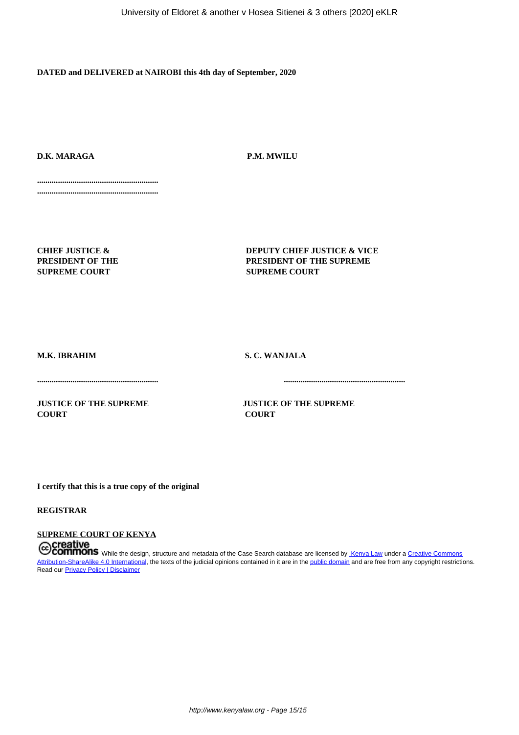**DATED and DELIVERED at NAIROBI this 4th day of September, 2020**

**D.K. MARAGA** **P.M. MWILU**

**.........................................................**
**.........................................................**

**CHIEF JUSTICE & PRESIDENT OF THE SUPREME COURT**

**DEPUTY CHIEF JUSTICE & VICE PRESIDENT OF THE SUPREME SUPREME COURT**

**M.K. IBRAHIM** **S. C. WANJALA**

**.........................................................** **.........................................................**

**JUSTICE OF THE SUPREME COURT** **JUSTICE OF THE SUPREME COURT**

**I certify that this is a true copy of the original**

**REGISTRAR**

**SUPREME COURT OF KENYA**

While the design, structure and metadata of the Case Search database are licensed by Kenya Law under a Creative Commons Attribution-ShareAlike 4.0 International, the texts of the judicial opinions contained in it are in the public domain and are free from any copyright restrictions. Read our Privacy Policy | Disclaimer